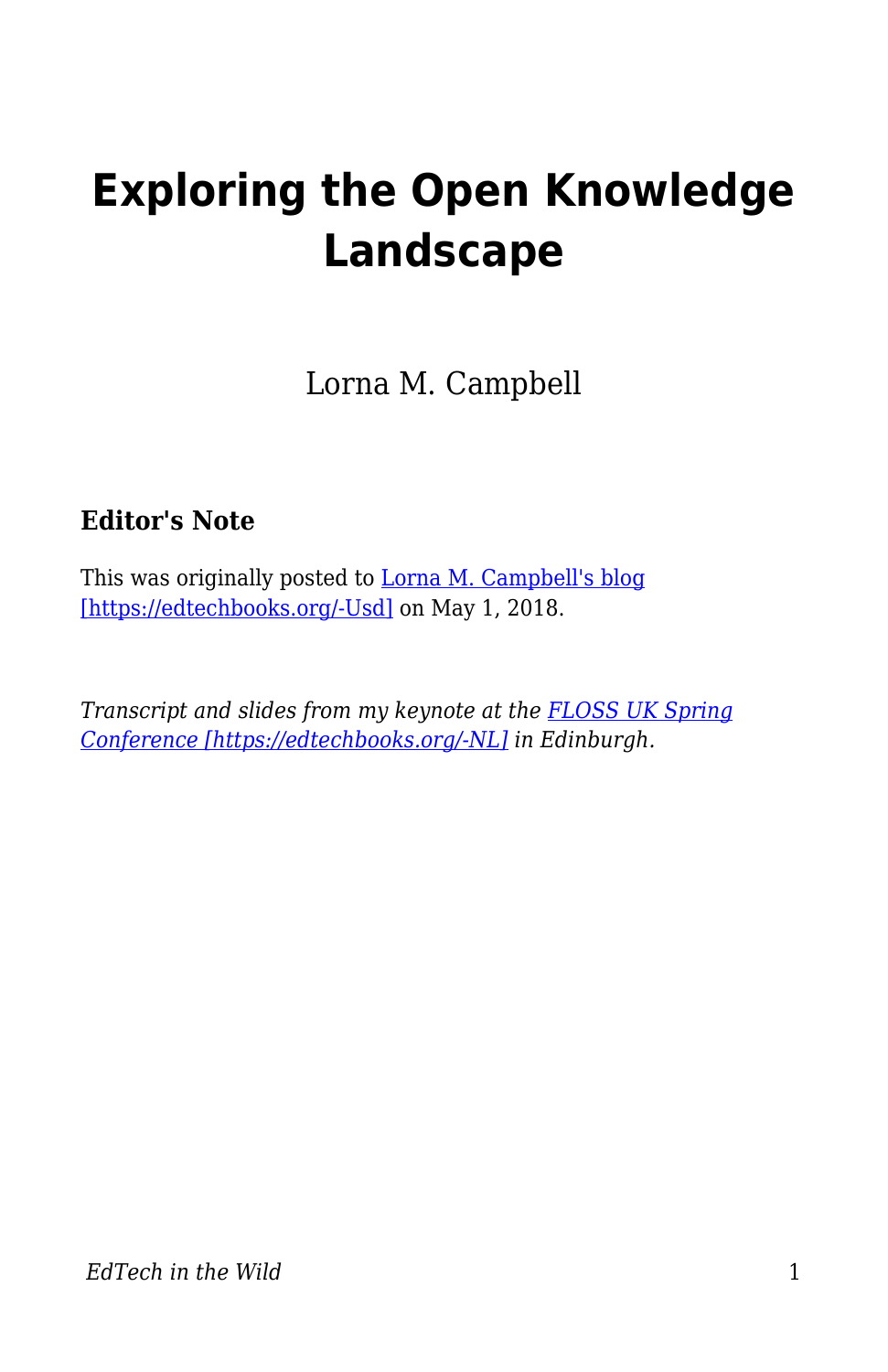# Exploring the Open Knowledge Landscape

Lorna M. Campbell

### Editor's Note

This was originally posted to [Lorna M. Campbell's blog [https://edtechbooks.org/-Usd]](https://edtechbooks.org/-Usd) on May 1, 2018.

*Transcript and slides from my keynote at the [FLOSS UK Spring Conference [https://edtechbooks.org/-NL]](https://edtechbooks.org/-NL) in Edinburgh.*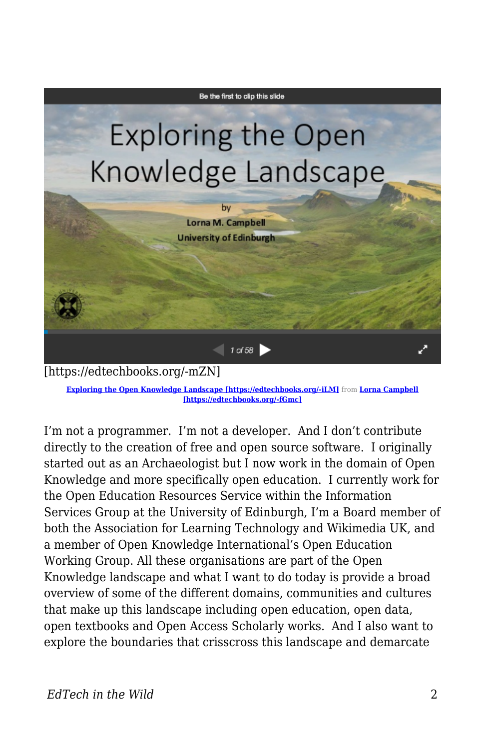[https://edtechbooks.org/-mZN]

**Exploring the Open Knowledge Landscape [https://edtechbooks.org/-iLM]** from **Lorna Campbell [https://edtechbooks.org/-fGmc]**

I'm not a programmer.  I'm not a developer.  And I don't contribute directly to the creation of free and open source software.  I originally started out as an Archaeologist but I now work in the domain of Open Knowledge and more specifically open education.  I currently work for the Open Education Resources Service within the Information Services Group at the University of Edinburgh, I'm a Board member of both the Association for Learning Technology and Wikimedia UK, and a member of Open Knowledge International's Open Education Working Group. All these organisations are part of the Open Knowledge landscape and what I want to do today is provide a broad overview of some of the different domains, communities and cultures that make up this landscape including open education, open data, open textbooks and Open Access Scholarly works.  And I also want to explore the boundaries that crisscross this landscape and demarcate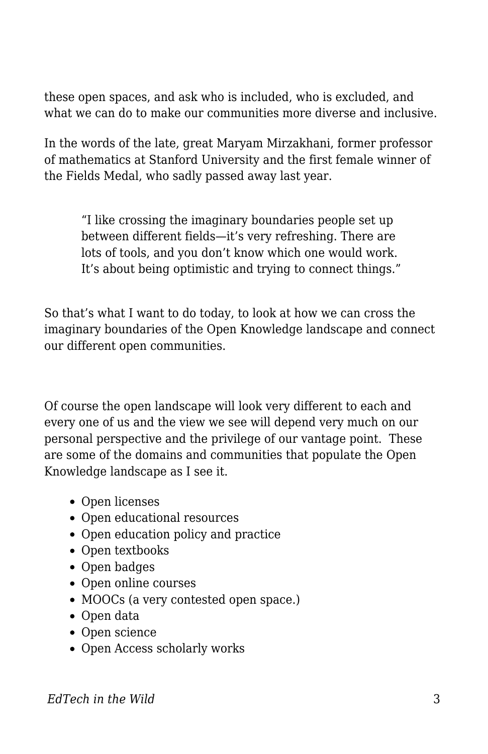these open spaces, and ask who is included, who is excluded, and what we can do to make our communities more diverse and inclusive.

In the words of the late, great Maryam Mirzakhani, former professor of mathematics at Stanford University and the first female winner of the Fields Medal, who sadly passed away last year.

> "I like crossing the imaginary boundaries people set up between different fields—it's very refreshing. There are lots of tools, and you don't know which one would work. It's about being optimistic and trying to connect things."

So that's what I want to do today, to look at how we can cross the imaginary boundaries of the Open Knowledge landscape and connect our different open communities.

Of course the open landscape will look very different to each and every one of us and the view we see will depend very much on our personal perspective and the privilege of our vantage point. These are some of the domains and communities that populate the Open Knowledge landscape as I see it.

- Open licenses
- Open educational resources
- Open education policy and practice
- Open textbooks
- Open badges
- Open online courses
- MOOCs (a very contested open space.)
- Open data
- Open science
- Open Access scholarly works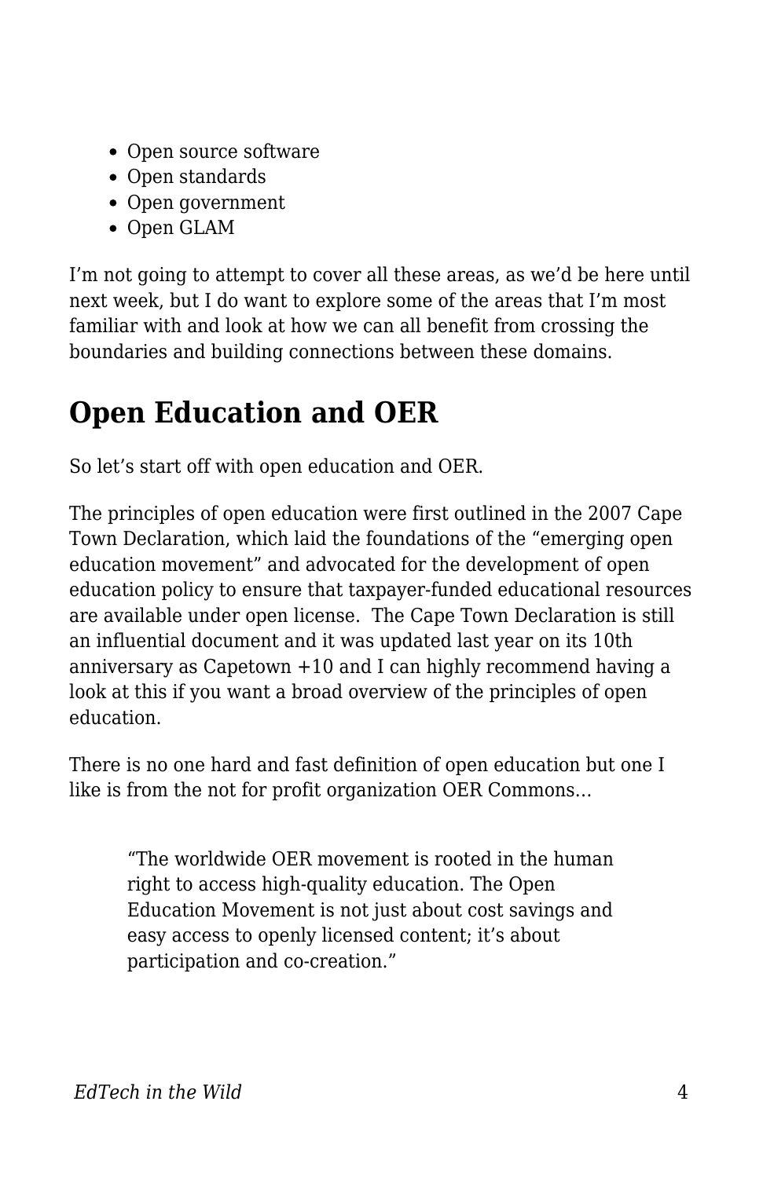- Open source software
- Open standards
- Open government
- Open GLAM

I'm not going to attempt to cover all these areas, as we'd be here until next week, but I do want to explore some of the areas that I'm most familiar with and look at how we can all benefit from crossing the boundaries and building connections between these domains.

## Open Education and OER

So let's start off with open education and OER.

The principles of open education were first outlined in the 2007 Cape Town Declaration, which laid the foundations of the "emerging open education movement" and advocated for the development of open education policy to ensure that taxpayer-funded educational resources are available under open license. The Cape Town Declaration is still an influential document and it was updated last year on its 10th anniversary as Capetown +10 and I can highly recommend having a look at this if you want a broad overview of the principles of open education.

There is no one hard and fast definition of open education but one I like is from the not for profit organization OER Commons…

> "The worldwide OER movement is rooted in the human right to access high-quality education. The Open Education Movement is not just about cost savings and easy access to openly licensed content; it's about participation and co-creation."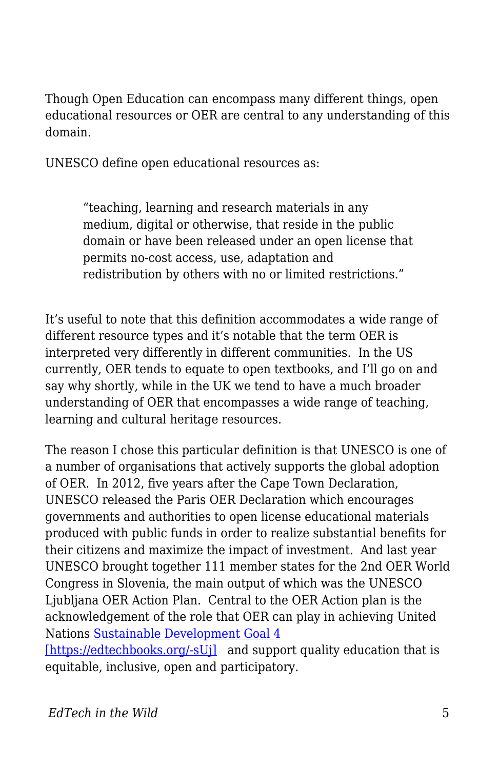Though Open Education can encompass many different things, open educational resources or OER are central to any understanding of this domain.

UNESCO define open educational resources as:

> "teaching, learning and research materials in any medium, digital or otherwise, that reside in the public domain or have been released under an open license that permits no-cost access, use, adaptation and redistribution by others with no or limited restrictions."

It's useful to note that this definition accommodates a wide range of different resource types and it's notable that the term OER is interpreted very differently in different communities. In the US currently, OER tends to equate to open textbooks, and I'll go on and say why shortly, while in the UK we tend to have a much broader understanding of OER that encompasses a wide range of teaching, learning and cultural heritage resources.

The reason I chose this particular definition is that UNESCO is one of a number of organisations that actively supports the global adoption of OER. In 2012, five years after the Cape Town Declaration, UNESCO released the Paris OER Declaration which encourages governments and authorities to open license educational materials produced with public funds in order to realize substantial benefits for their citizens and maximize the impact of investment. And last year UNESCO brought together 111 member states for the 2nd OER World Congress in Slovenia, the main output of which was the UNESCO Ljubljana OER Action Plan. Central to the OER Action plan is the acknowledgement of the role that OER can play in achieving United Nations Sustainable Development Goal 4 [https://edtechbooks.org/-sUj] and support quality education that is equitable, inclusive, open and participatory.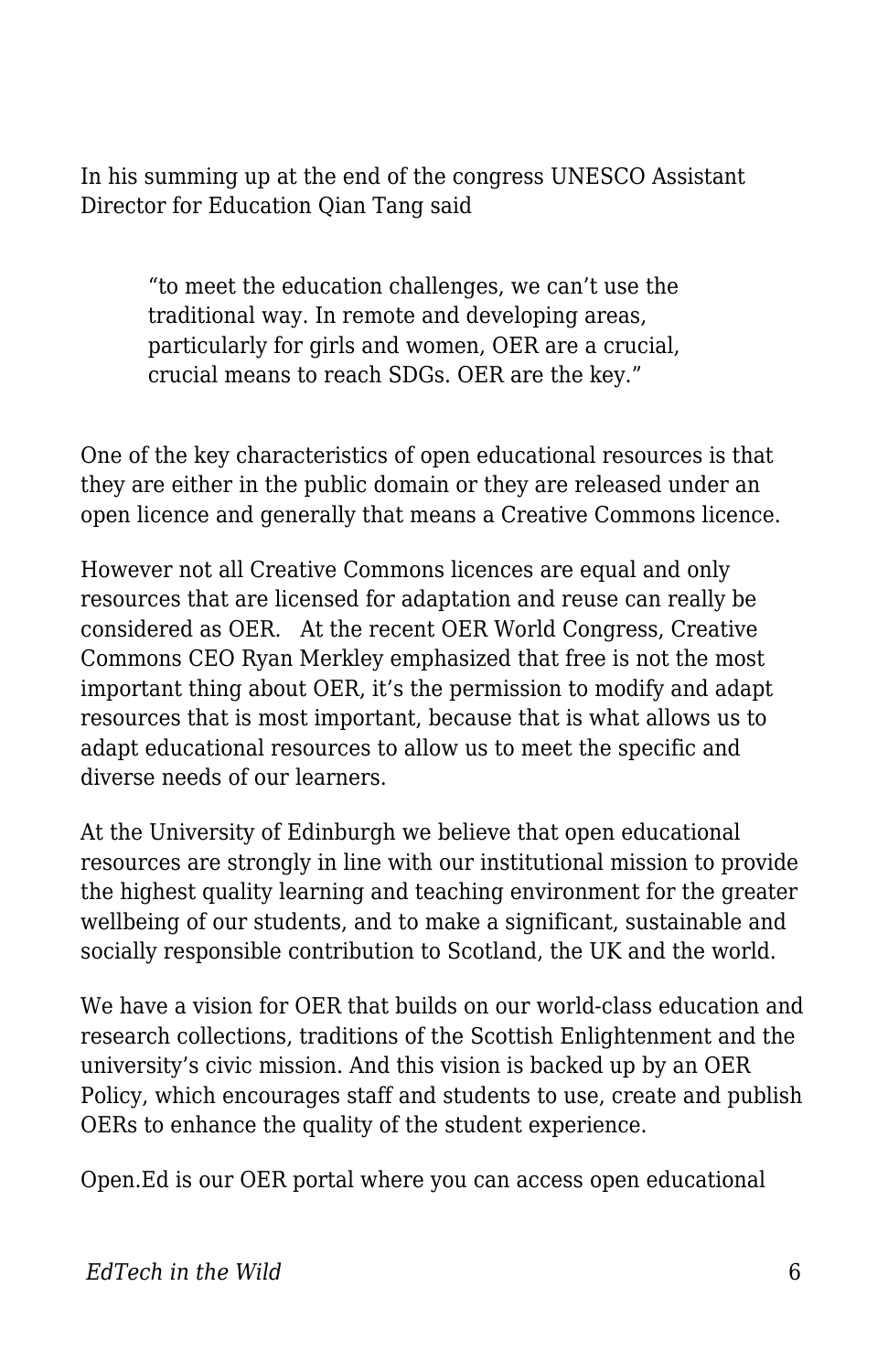In his summing up at the end of the congress UNESCO Assistant Director for Education Qian Tang said

> "to meet the education challenges, we can't use the traditional way. In remote and developing areas, particularly for girls and women, OER are a crucial, crucial means to reach SDGs. OER are the key."

One of the key characteristics of open educational resources is that they are either in the public domain or they are released under an open licence and generally that means a Creative Commons licence.

However not all Creative Commons licences are equal and only resources that are licensed for adaptation and reuse can really be considered as OER.   At the recent OER World Congress, Creative Commons CEO Ryan Merkley emphasized that free is not the most important thing about OER, it's the permission to modify and adapt resources that is most important, because that is what allows us to adapt educational resources to allow us to meet the specific and diverse needs of our learners.

At the University of Edinburgh we believe that open educational resources are strongly in line with our institutional mission to provide the highest quality learning and teaching environment for the greater wellbeing of our students, and to make a significant, sustainable and socially responsible contribution to Scotland, the UK and the world.

We have a vision for OER that builds on our world-class education and research collections, traditions of the Scottish Enlightenment and the university's civic mission. And this vision is backed up by an OER Policy, which encourages staff and students to use, create and publish OERs to enhance the quality of the student experience.

Open.Ed is our OER portal where you can access open educational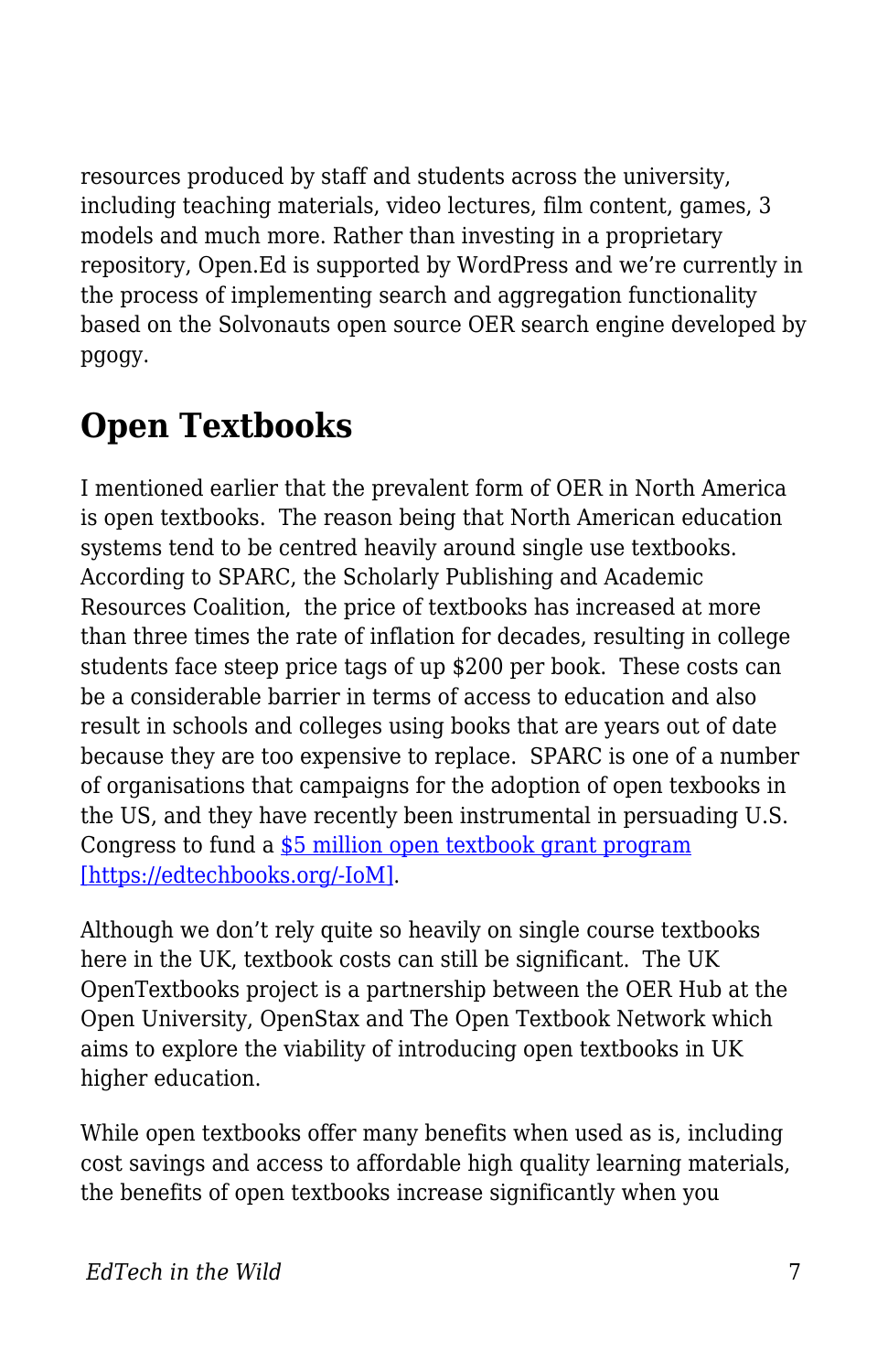resources produced by staff and students across the university, including teaching materials, video lectures, film content, games, 3 models and much more. Rather than investing in a proprietary repository, Open.Ed is supported by WordPress and we're currently in the process of implementing search and aggregation functionality based on the Solvonauts open source OER search engine developed by pgogy.

## Open Textbooks

I mentioned earlier that the prevalent form of OER in North America is open textbooks. The reason being that North American education systems tend to be centred heavily around single use textbooks. According to SPARC, the Scholarly Publishing and Academic Resources Coalition, the price of textbooks has increased at more than three times the rate of inflation for decades, resulting in college students face steep price tags of up $200 per book. These costs can be a considerable barrier in terms of access to education and also result in schools and colleges using books that are years out of date because they are too expensive to replace. SPARC is one of a number of organisations that campaigns for the adoption of open texbooks in the US, and they have recently been instrumental in persuading U.S. Congress to fund a [$5 million open textbook grant program [https://edtechbooks.org/-IoM]](https://edtechbooks.org/-IoM).

Although we don't rely quite so heavily on single course textbooks here in the UK, textbook costs can still be significant. The UK OpenTextbooks project is a partnership between the OER Hub at the Open University, OpenStax and The Open Textbook Network which aims to explore the viability of introducing open textbooks in UK higher education.

While open textbooks offer many benefits when used as is, including cost savings and access to affordable high quality learning materials, the benefits of open textbooks increase significantly when you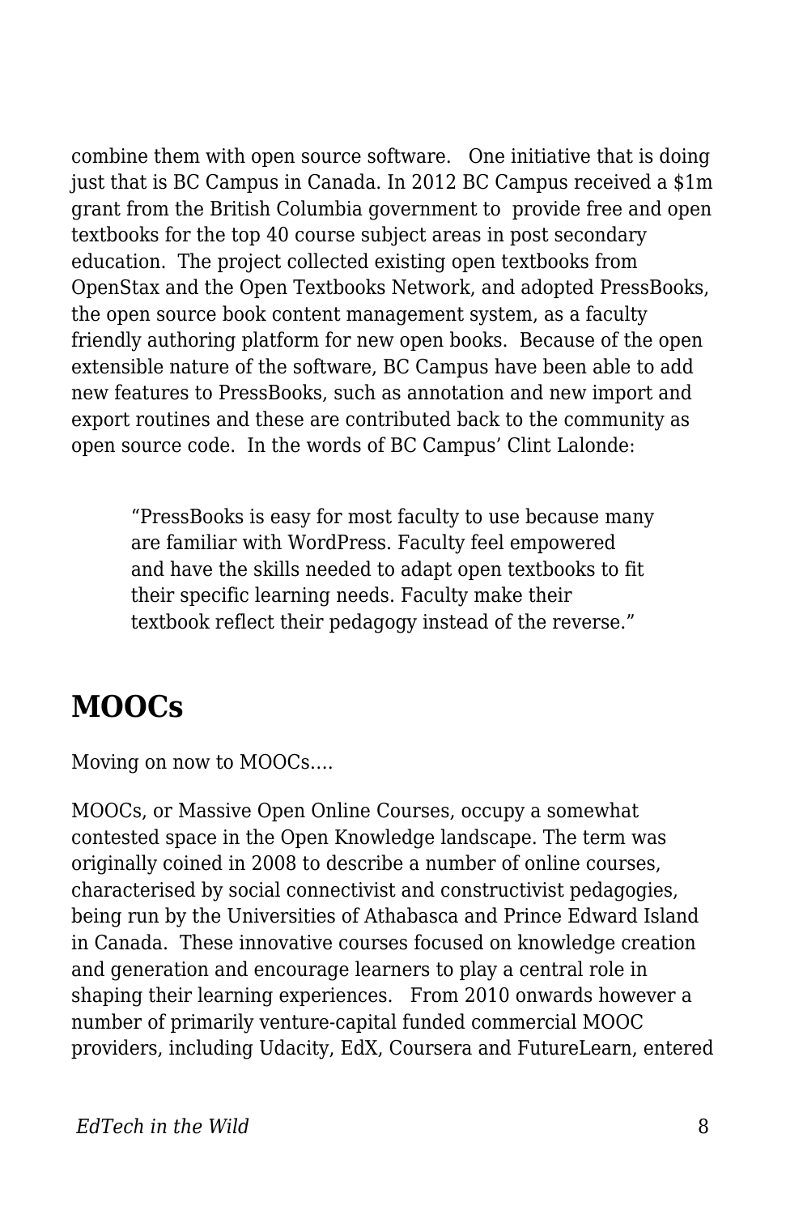combine them with open source software. One initiative that is doing just that is BC Campus in Canada. In 2012 BC Campus received a $1m grant from the British Columbia government to provide free and open textbooks for the top 40 course subject areas in post secondary education. The project collected existing open textbooks from OpenStax and the Open Textbooks Network, and adopted PressBooks, the open source book content management system, as a faculty friendly authoring platform for new open books. Because of the open extensible nature of the software, BC Campus have been able to add new features to PressBooks, such as annotation and new import and export routines and these are contributed back to the community as open source code. In the words of BC Campus' Clint Lalonde:

> "PressBooks is easy for most faculty to use because many are familiar with WordPress. Faculty feel empowered and have the skills needed to adapt open textbooks to fit their specific learning needs. Faculty make their textbook reflect their pedagogy instead of the reverse."

## MOOCs

Moving on now to MOOCs….

MOOCs, or Massive Open Online Courses, occupy a somewhat contested space in the Open Knowledge landscape. The term was originally coined in 2008 to describe a number of online courses, characterised by social connectivist and constructivist pedagogies, being run by the Universities of Athabasca and Prince Edward Island in Canada. These innovative courses focused on knowledge creation and generation and encourage learners to play a central role in shaping their learning experiences. From 2010 onwards however a number of primarily venture-capital funded commercial MOOC providers, including Udacity, EdX, Coursera and FutureLearn, entered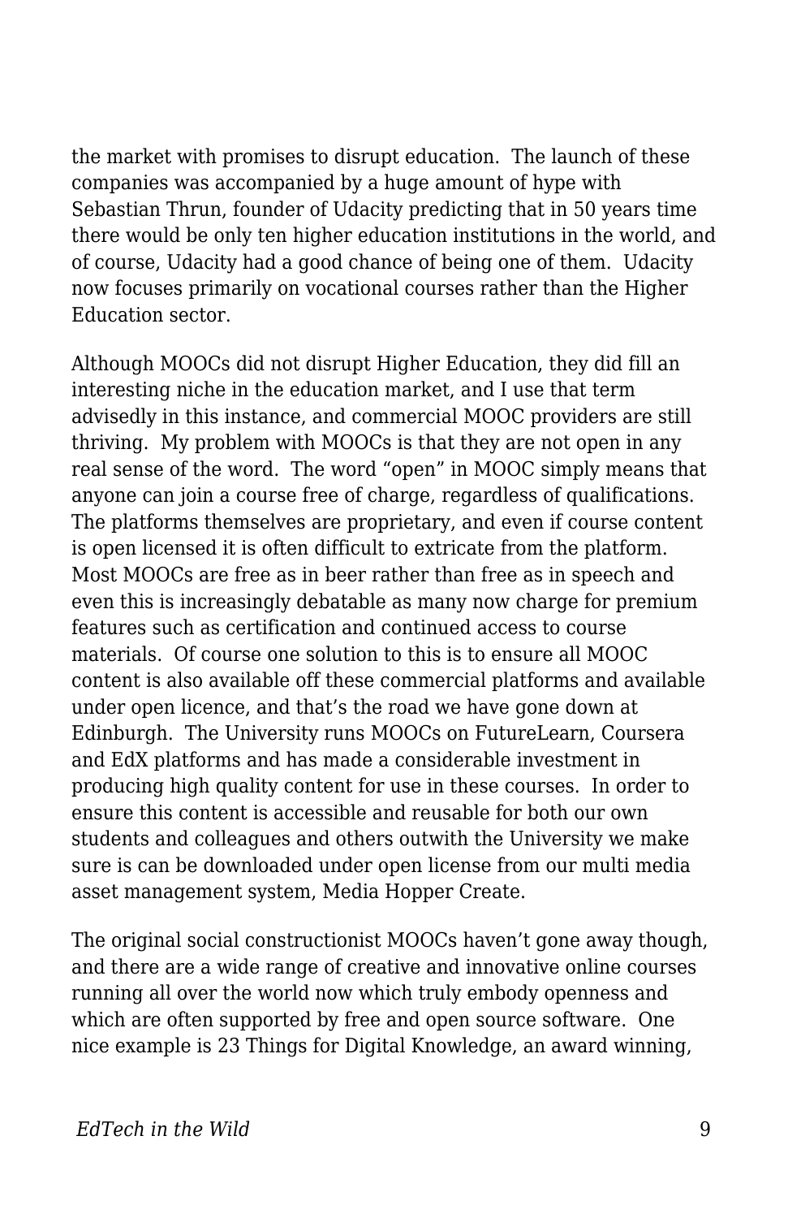the market with promises to disrupt education. The launch of these companies was accompanied by a huge amount of hype with Sebastian Thrun, founder of Udacity predicting that in 50 years time there would be only ten higher education institutions in the world, and of course, Udacity had a good chance of being one of them. Udacity now focuses primarily on vocational courses rather than the Higher Education sector.

Although MOOCs did not disrupt Higher Education, they did fill an interesting niche in the education market, and I use that term advisedly in this instance, and commercial MOOC providers are still thriving. My problem with MOOCs is that they are not open in any real sense of the word. The word "open" in MOOC simply means that anyone can join a course free of charge, regardless of qualifications. The platforms themselves are proprietary, and even if course content is open licensed it is often difficult to extricate from the platform. Most MOOCs are free as in beer rather than free as in speech and even this is increasingly debatable as many now charge for premium features such as certification and continued access to course materials. Of course one solution to this is to ensure all MOOC content is also available off these commercial platforms and available under open licence, and that's the road we have gone down at Edinburgh. The University runs MOOCs on FutureLearn, Coursera and EdX platforms and has made a considerable investment in producing high quality content for use in these courses. In order to ensure this content is accessible and reusable for both our own students and colleagues and others outwith the University we make sure is can be downloaded under open license from our multi media asset management system, Media Hopper Create.

The original social constructionist MOOCs haven't gone away though, and there are a wide range of creative and innovative online courses running all over the world now which truly embody openness and which are often supported by free and open source software. One nice example is 23 Things for Digital Knowledge, an award winning,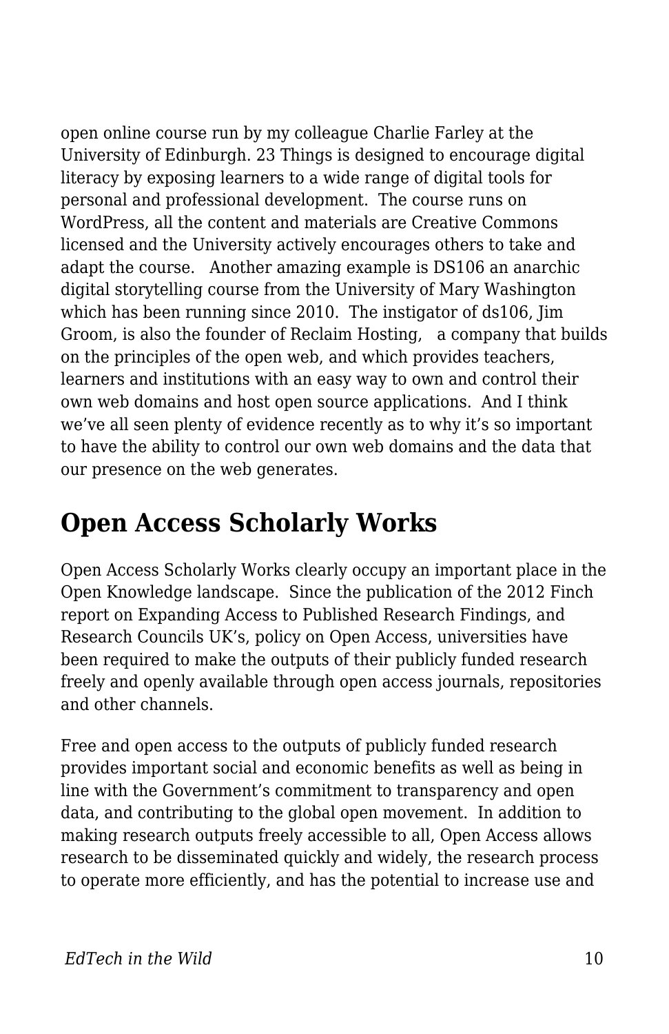open online course run by my colleague Charlie Farley at the University of Edinburgh. 23 Things is designed to encourage digital literacy by exposing learners to a wide range of digital tools for personal and professional development. The course runs on WordPress, all the content and materials are Creative Commons licensed and the University actively encourages others to take and adapt the course. Another amazing example is DS106 an anarchic digital storytelling course from the University of Mary Washington which has been running since 2010. The instigator of ds106, Jim Groom, is also the founder of Reclaim Hosting, a company that builds on the principles of the open web, and which provides teachers, learners and institutions with an easy way to own and control their own web domains and host open source applications. And I think we've all seen plenty of evidence recently as to why it's so important to have the ability to control our own web domains and the data that our presence on the web generates.

## Open Access Scholarly Works

Open Access Scholarly Works clearly occupy an important place in the Open Knowledge landscape. Since the publication of the 2012 Finch report on Expanding Access to Published Research Findings, and Research Councils UK's, policy on Open Access, universities have been required to make the outputs of their publicly funded research freely and openly available through open access journals, repositories and other channels.

Free and open access to the outputs of publicly funded research provides important social and economic benefits as well as being in line with the Government's commitment to transparency and open data, and contributing to the global open movement. In addition to making research outputs freely accessible to all, Open Access allows research to be disseminated quickly and widely, the research process to operate more efficiently, and has the potential to increase use and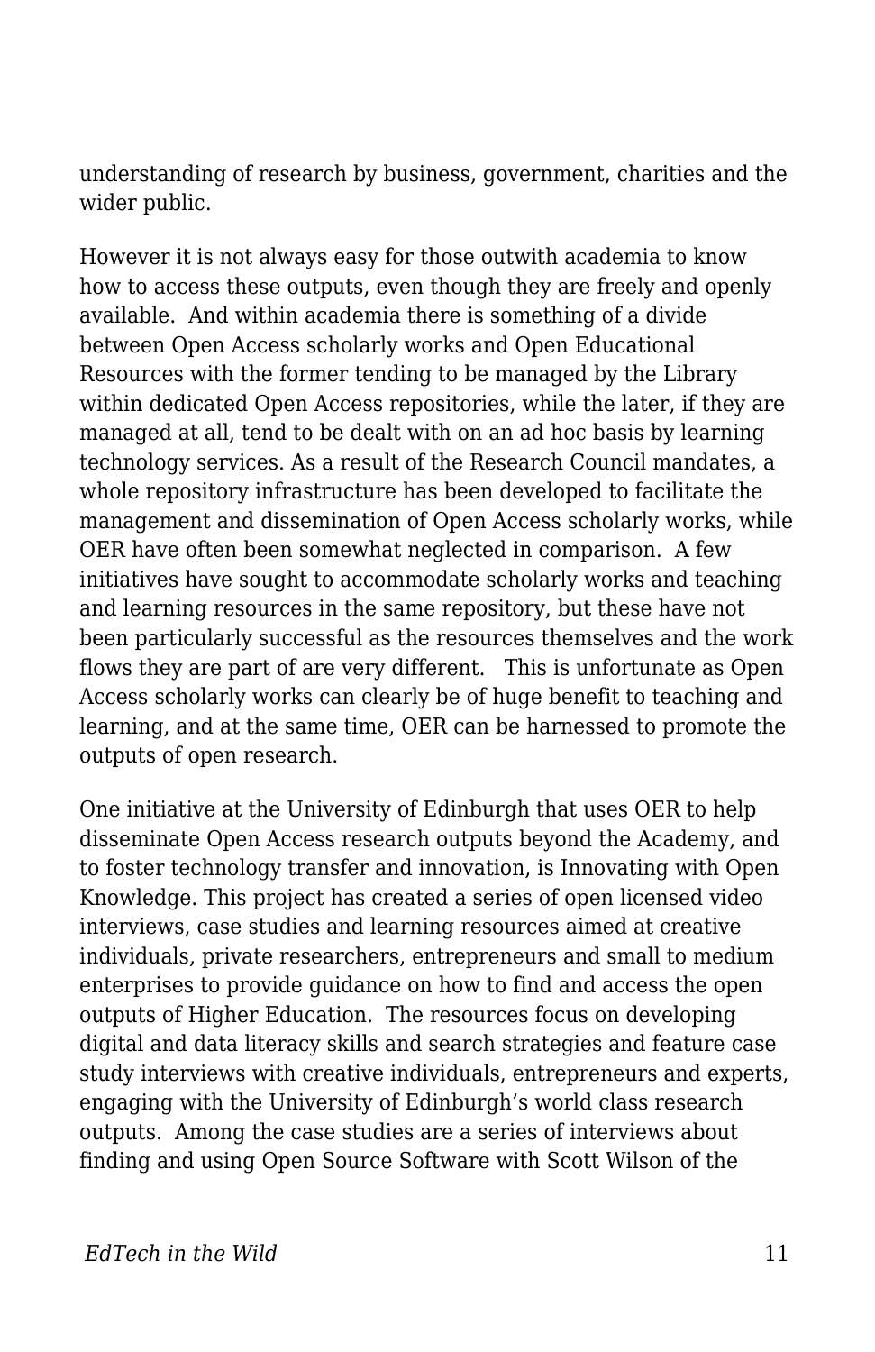understanding of research by business, government, charities and the wider public.

However it is not always easy for those outwith academia to know how to access these outputs, even though they are freely and openly available. And within academia there is something of a divide between Open Access scholarly works and Open Educational Resources with the former tending to be managed by the Library within dedicated Open Access repositories, while the later, if they are managed at all, tend to be dealt with on an ad hoc basis by learning technology services. As a result of the Research Council mandates, a whole repository infrastructure has been developed to facilitate the management and dissemination of Open Access scholarly works, while OER have often been somewhat neglected in comparison. A few initiatives have sought to accommodate scholarly works and teaching and learning resources in the same repository, but these have not been particularly successful as the resources themselves and the work flows they are part of are very different. This is unfortunate as Open Access scholarly works can clearly be of huge benefit to teaching and learning, and at the same time, OER can be harnessed to promote the outputs of open research.

One initiative at the University of Edinburgh that uses OER to help disseminate Open Access research outputs beyond the Academy, and to foster technology transfer and innovation, is Innovating with Open Knowledge. This project has created a series of open licensed video interviews, case studies and learning resources aimed at creative individuals, private researchers, entrepreneurs and small to medium enterprises to provide guidance on how to find and access the open outputs of Higher Education. The resources focus on developing digital and data literacy skills and search strategies and feature case study interviews with creative individuals, entrepreneurs and experts, engaging with the University of Edinburgh's world class research outputs. Among the case studies are a series of interviews about finding and using Open Source Software with Scott Wilson of the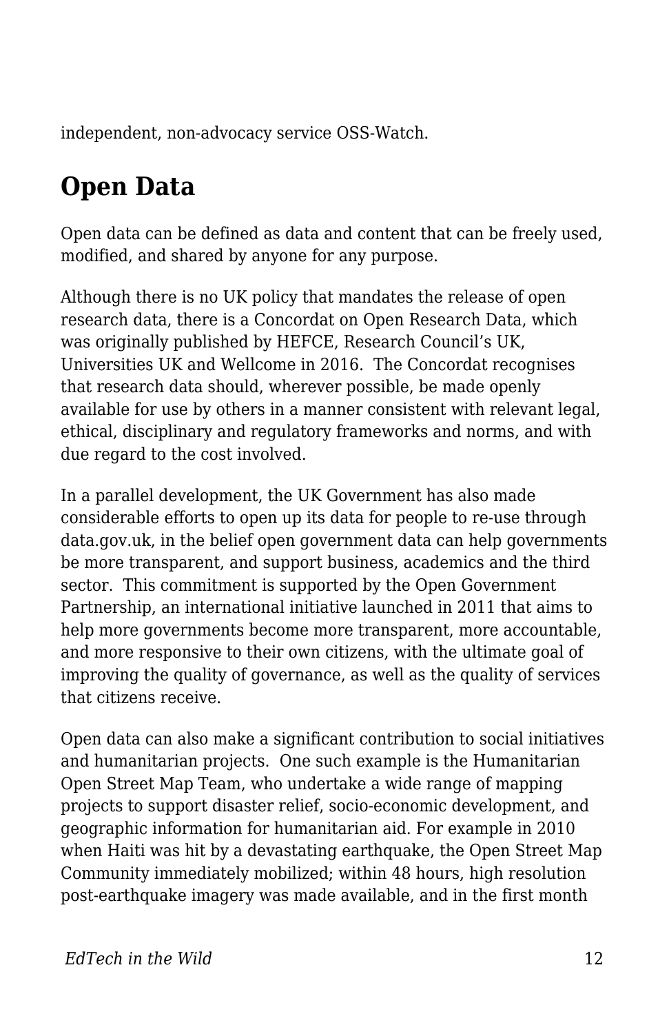independent, non-advocacy service OSS-Watch.

## Open Data

Open data can be defined as data and content that can be freely used, modified, and shared by anyone for any purpose.

Although there is no UK policy that mandates the release of open research data, there is a Concordat on Open Research Data, which was originally published by HEFCE, Research Council's UK, Universities UK and Wellcome in 2016. The Concordat recognises that research data should, wherever possible, be made openly available for use by others in a manner consistent with relevant legal, ethical, disciplinary and regulatory frameworks and norms, and with due regard to the cost involved.

In a parallel development, the UK Government has also made considerable efforts to open up its data for people to re-use through data.gov.uk, in the belief open government data can help governments be more transparent, and support business, academics and the third sector. This commitment is supported by the Open Government Partnership, an international initiative launched in 2011 that aims to help more governments become more transparent, more accountable, and more responsive to their own citizens, with the ultimate goal of improving the quality of governance, as well as the quality of services that citizens receive.

Open data can also make a significant contribution to social initiatives and humanitarian projects. One such example is the Humanitarian Open Street Map Team, who undertake a wide range of mapping projects to support disaster relief, socio-economic development, and geographic information for humanitarian aid. For example in 2010 when Haiti was hit by a devastating earthquake, the Open Street Map Community immediately mobilized; within 48 hours, high resolution post-earthquake imagery was made available, and in the first month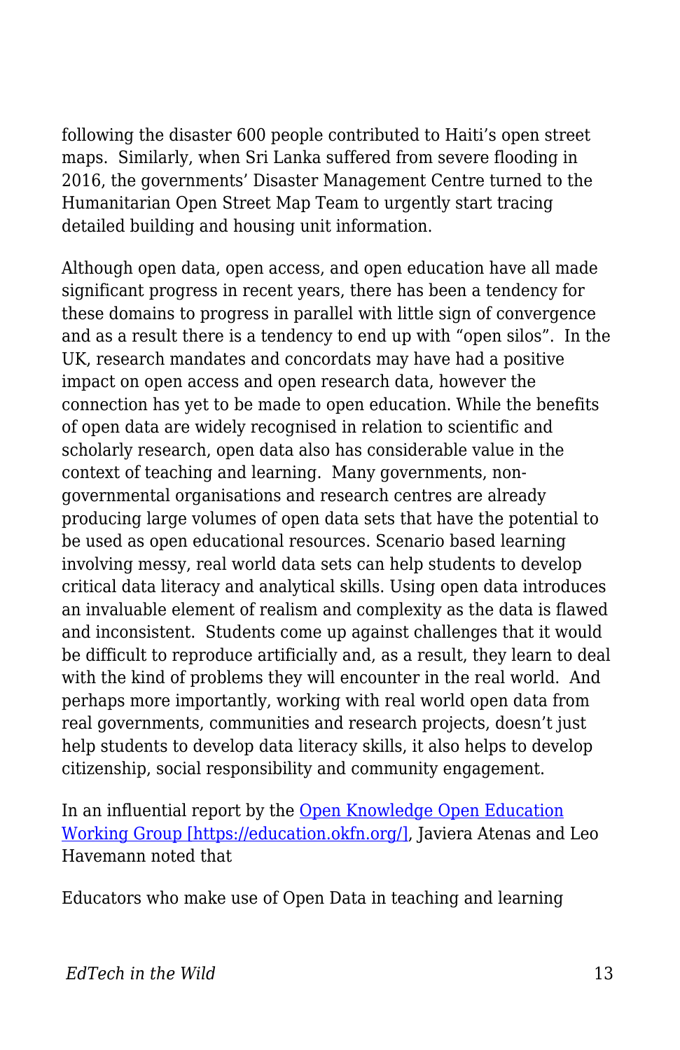following the disaster 600 people contributed to Haiti's open street maps.  Similarly, when Sri Lanka suffered from severe flooding in 2016, the governments' Disaster Management Centre turned to the Humanitarian Open Street Map Team to urgently start tracing detailed building and housing unit information.

Although open data, open access, and open education have all made significant progress in recent years, there has been a tendency for these domains to progress in parallel with little sign of convergence and as a result there is a tendency to end up with "open silos".  In the UK, research mandates and concordats may have had a positive impact on open access and open research data, however the connection has yet to be made to open education. While the benefits of open data are widely recognised in relation to scientific and scholarly research, open data also has considerable value in the context of teaching and learning.  Many governments, non-governmental organisations and research centres are already producing large volumes of open data sets that have the potential to be used as open educational resources. Scenario based learning involving messy, real world data sets can help students to develop critical data literacy and analytical skills. Using open data introduces an invaluable element of realism and complexity as the data is flawed and inconsistent.  Students come up against challenges that it would be difficult to reproduce artificially and, as a result, they learn to deal with the kind of problems they will encounter in the real world.  And perhaps more importantly, working with real world open data from real governments, communities and research projects, doesn't just help students to develop data literacy skills, it also helps to develop citizenship, social responsibility and community engagement.

In an influential report by the [Open Knowledge Open Education Working Group [https://education.okfn.org/]](https://education.okfn.org/), Javiera Atenas and Leo Havemann noted that

Educators who make use of Open Data in teaching and learning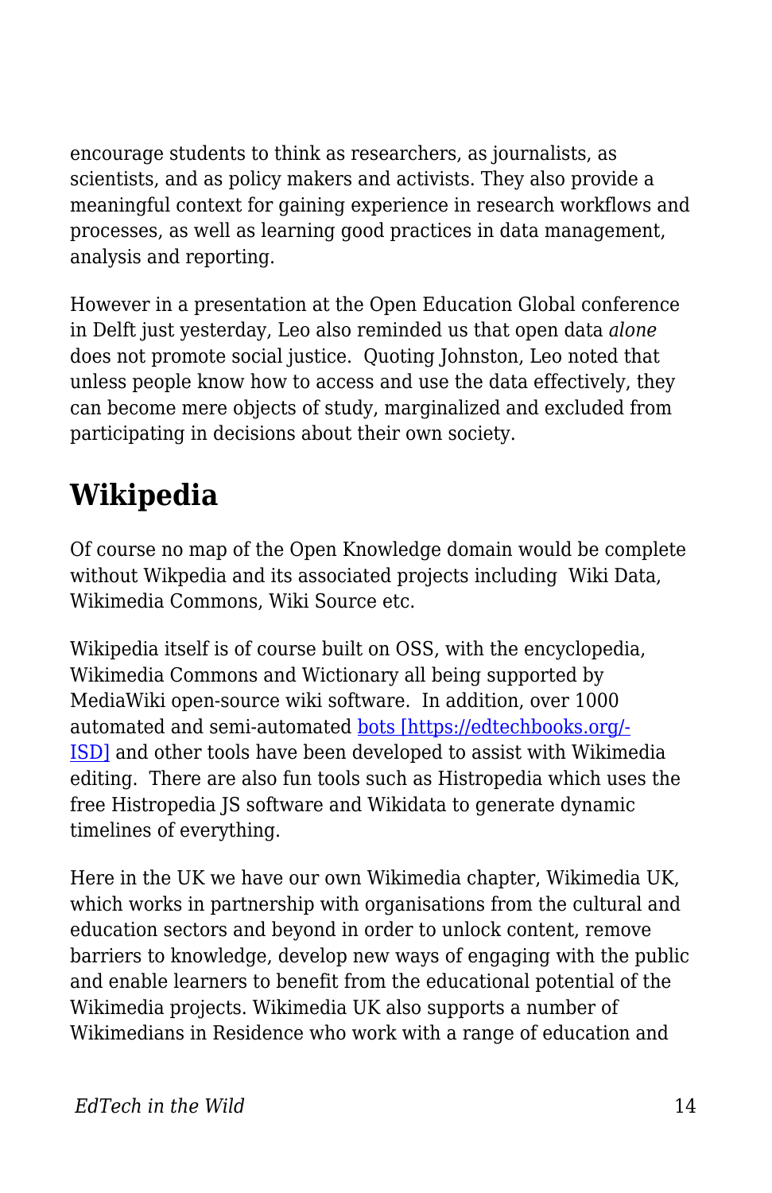encourage students to think as researchers, as journalists, as scientists, and as policy makers and activists. They also provide a meaningful context for gaining experience in research workflows and processes, as well as learning good practices in data management, analysis and reporting.

However in a presentation at the Open Education Global conference in Delft just yesterday, Leo also reminded us that open data *alone* does not promote social justice. Quoting Johnston, Leo noted that unless people know how to access and use the data effectively, they can become mere objects of study, marginalized and excluded from participating in decisions about their own society.

## Wikipedia

Of course no map of the Open Knowledge domain would be complete without Wikpedia and its associated projects including Wiki Data, Wikimedia Commons, Wiki Source etc.

Wikipedia itself is of course built on OSS, with the encyclopedia, Wikimedia Commons and Wictionary all being supported by MediaWiki open-source wiki software. In addition, over 1000 automated and semi-automated [bots [https://edtechbooks.org/-ISD]](https://edtechbooks.org/-ISD) and other tools have been developed to assist with Wikimedia editing. There are also fun tools such as Histropedia which uses the free Histropedia JS software and Wikidata to generate dynamic timelines of everything.

Here in the UK we have our own Wikimedia chapter, Wikimedia UK, which works in partnership with organisations from the cultural and education sectors and beyond in order to unlock content, remove barriers to knowledge, develop new ways of engaging with the public and enable learners to benefit from the educational potential of the Wikimedia projects. Wikimedia UK also supports a number of Wikimedians in Residence who work with a range of education and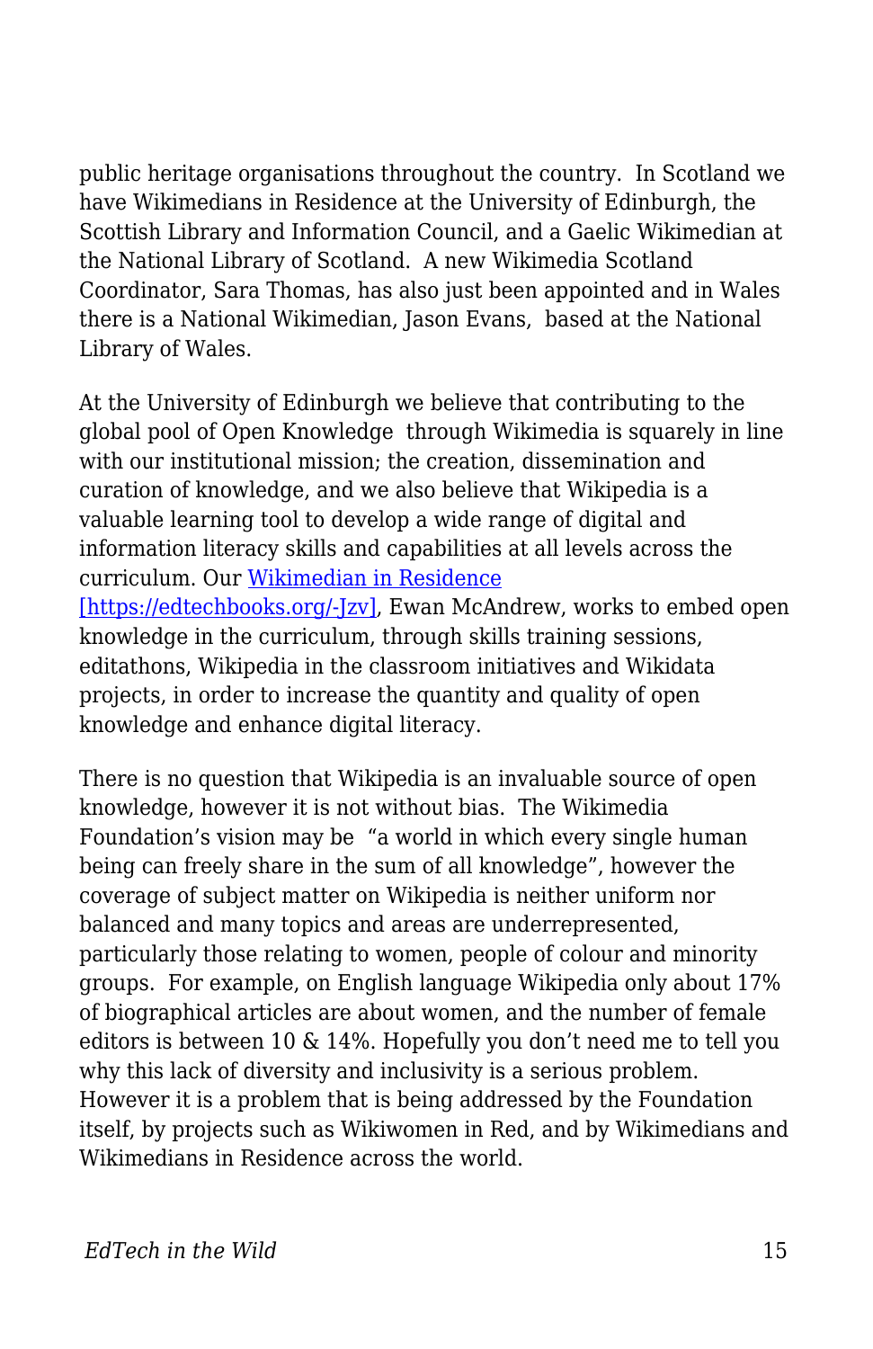public heritage organisations throughout the country.  In Scotland we have Wikimedians in Residence at the University of Edinburgh, the Scottish Library and Information Council, and a Gaelic Wikimedian at the National Library of Scotland.  A new Wikimedia Scotland Coordinator, Sara Thomas, has also just been appointed and in Wales there is a National Wikimedian, Jason Evans,  based at the National Library of Wales.

At the University of Edinburgh we believe that contributing to the global pool of Open Knowledge  through Wikimedia is squarely in line with our institutional mission; the creation, dissemination and curation of knowledge, and we also believe that Wikipedia is a valuable learning tool to develop a wide range of digital and information literacy skills and capabilities at all levels across the curriculum. Our [Wikimedian in Residence [https://edtechbooks.org/-Jzv]](https://edtechbooks.org/-Jzv), Ewan McAndrew, works to embed open knowledge in the curriculum, through skills training sessions, editathons, Wikipedia in the classroom initiatives and Wikidata projects, in order to increase the quantity and quality of open knowledge and enhance digital literacy.

There is no question that Wikipedia is an invaluable source of open knowledge, however it is not without bias.  The Wikimedia Foundation's vision may be  "a world in which every single human being can freely share in the sum of all knowledge", however the coverage of subject matter on Wikipedia is neither uniform nor balanced and many topics and areas are underrepresented, particularly those relating to women, people of colour and minority groups.  For example, on English language Wikipedia only about 17% of biographical articles are about women, and the number of female editors is between 10 & 14%. Hopefully you don't need me to tell you why this lack of diversity and inclusivity is a serious problem.  However it is a problem that is being addressed by the Foundation itself, by projects such as Wikiwomen in Red, and by Wikimedians and Wikimedians in Residence across the world.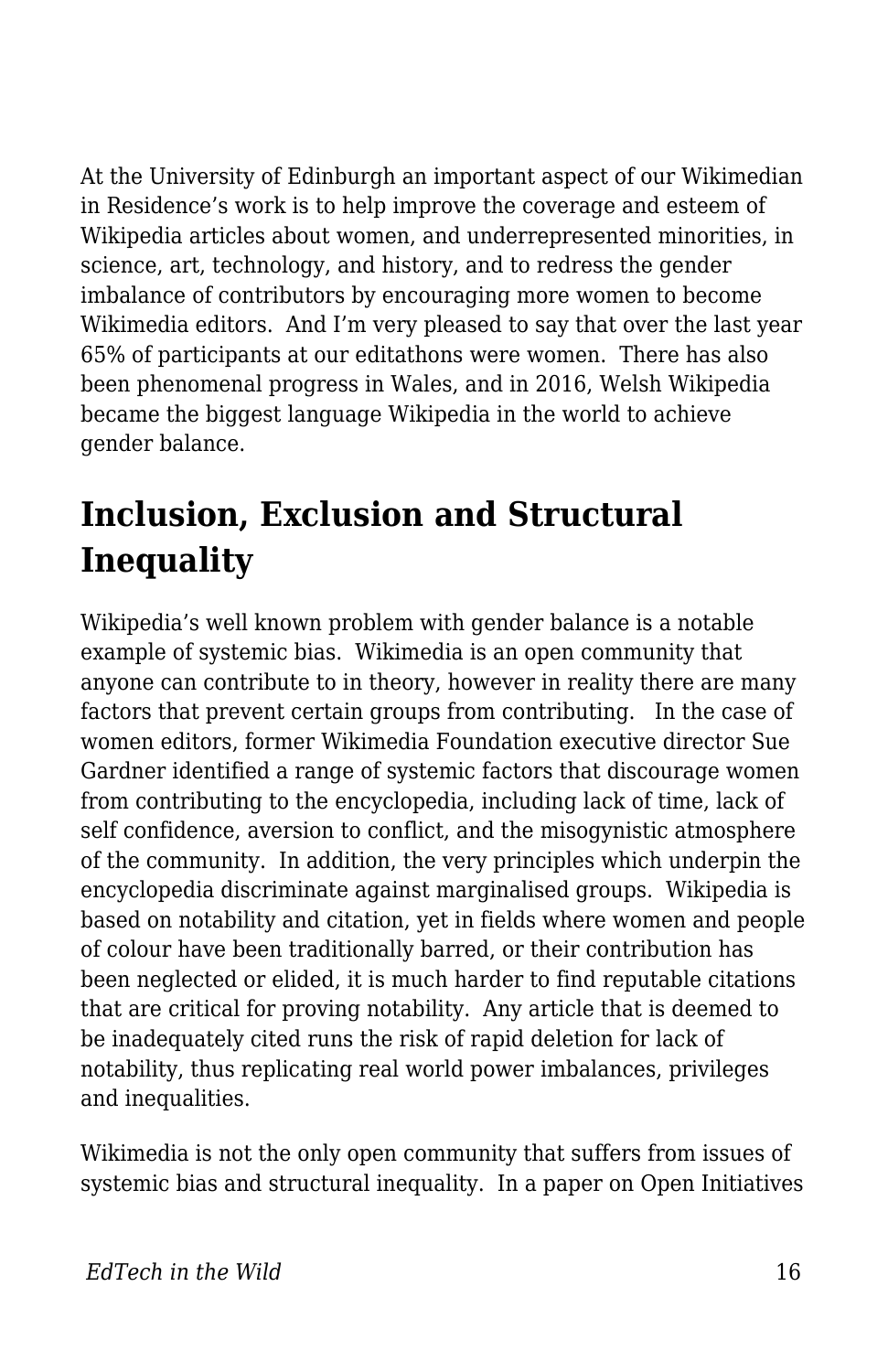At the University of Edinburgh an important aspect of our Wikimedian in Residence's work is to help improve the coverage and esteem of Wikipedia articles about women, and underrepresented minorities, in science, art, technology, and history, and to redress the gender imbalance of contributors by encouraging more women to become Wikimedia editors. And I'm very pleased to say that over the last year 65% of participants at our editathons were women. There has also been phenomenal progress in Wales, and in 2016, Welsh Wikipedia became the biggest language Wikipedia in the world to achieve gender balance.

## Inclusion, Exclusion and Structural Inequality

Wikipedia's well known problem with gender balance is a notable example of systemic bias. Wikimedia is an open community that anyone can contribute to in theory, however in reality there are many factors that prevent certain groups from contributing. In the case of women editors, former Wikimedia Foundation executive director Sue Gardner identified a range of systemic factors that discourage women from contributing to the encyclopedia, including lack of time, lack of self confidence, aversion to conflict, and the misogynistic atmosphere of the community. In addition, the very principles which underpin the encyclopedia discriminate against marginalised groups. Wikipedia is based on notability and citation, yet in fields where women and people of colour have been traditionally barred, or their contribution has been neglected or elided, it is much harder to find reputable citations that are critical for proving notability. Any article that is deemed to be inadequately cited runs the risk of rapid deletion for lack of notability, thus replicating real world power imbalances, privileges and inequalities.

Wikimedia is not the only open community that suffers from issues of systemic bias and structural inequality. In a paper on Open Initiatives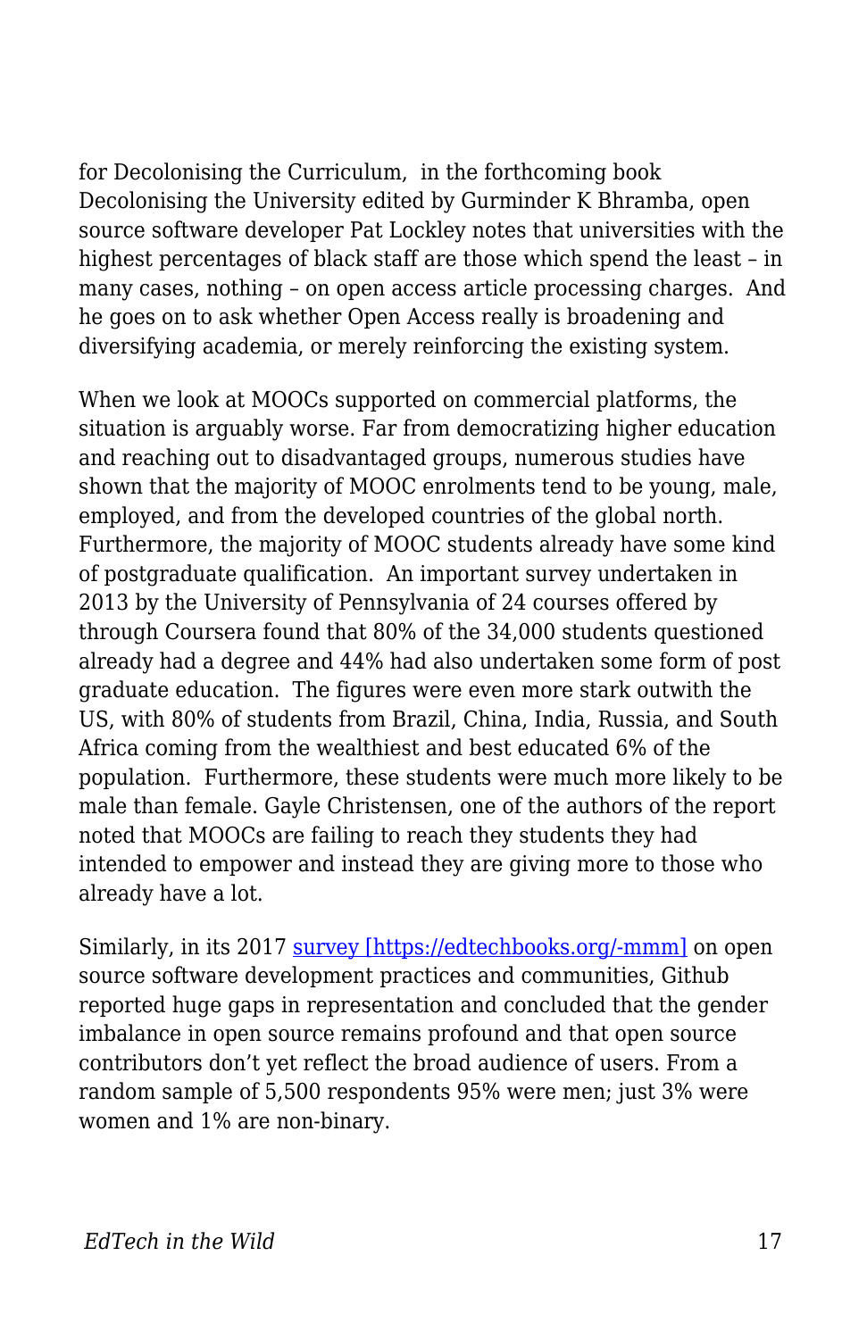for Decolonising the Curriculum,  in the forthcoming book Decolonising the University edited by Gurminder K Bhramba, open source software developer Pat Lockley notes that universities with the highest percentages of black staff are those which spend the least – in many cases, nothing – on open access article processing charges.  And he goes on to ask whether Open Access really is broadening and diversifying academia, or merely reinforcing the existing system.

When we look at MOOCs supported on commercial platforms, the situation is arguably worse. Far from democratizing higher education and reaching out to disadvantaged groups, numerous studies have shown that the majority of MOOC enrolments tend to be young, male, employed, and from the developed countries of the global north. Furthermore, the majority of MOOC students already have some kind of postgraduate qualification.  An important survey undertaken in 2013 by the University of Pennsylvania of 24 courses offered by through Coursera found that 80% of the 34,000 students questioned already had a degree and 44% had also undertaken some form of post graduate education.  The figures were even more stark outwith the US, with 80% of students from Brazil, China, India, Russia, and South Africa coming from the wealthiest and best educated 6% of the population.  Furthermore, these students were much more likely to be male than female. Gayle Christensen, one of the authors of the report noted that MOOCs are failing to reach they students they had intended to empower and instead they are giving more to those who already have a lot.

Similarly, in its 2017 [survey [https://edtechbooks.org/-mmm]](https://edtechbooks.org/-mmm) on open source software development practices and communities, Github reported huge gaps in representation and concluded that the gender imbalance in open source remains profound and that open source contributors don't yet reflect the broad audience of users. From a random sample of 5,500 respondents 95% were men; just 3% were women and 1% are non-binary.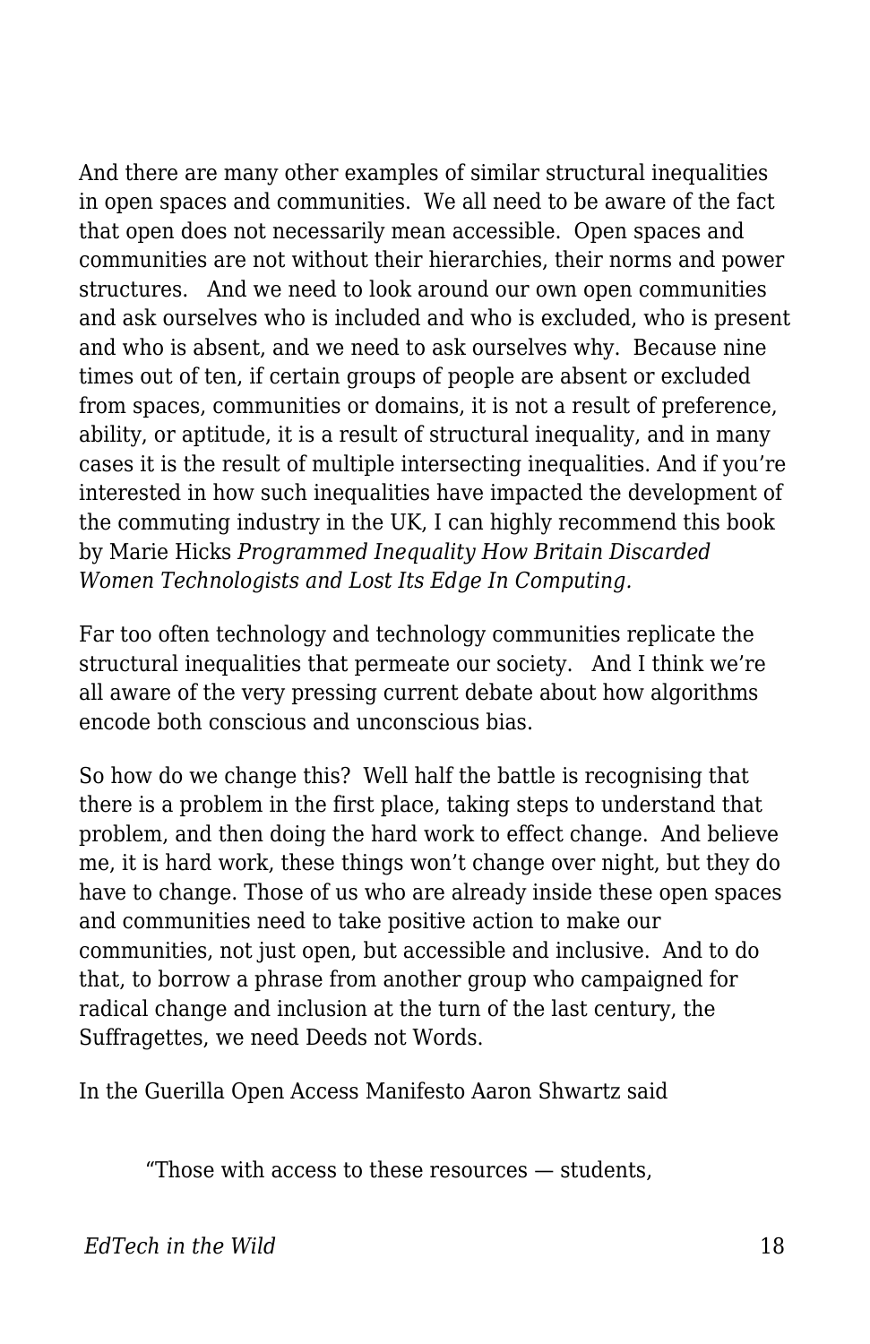And there are many other examples of similar structural inequalities in open spaces and communities. We all need to be aware of the fact that open does not necessarily mean accessible. Open spaces and communities are not without their hierarchies, their norms and power structures. And we need to look around our own open communities and ask ourselves who is included and who is excluded, who is present and who is absent, and we need to ask ourselves why. Because nine times out of ten, if certain groups of people are absent or excluded from spaces, communities or domains, it is not a result of preference, ability, or aptitude, it is a result of structural inequality, and in many cases it is the result of multiple intersecting inequalities. And if you're interested in how such inequalities have impacted the development of the commuting industry in the UK, I can highly recommend this book by Marie Hicks *Programmed Inequality How Britain Discarded Women Technologists and Lost Its Edge In Computing.*

Far too often technology and technology communities replicate the structural inequalities that permeate our society. And I think we're all aware of the very pressing current debate about how algorithms encode both conscious and unconscious bias.

So how do we change this? Well half the battle is recognising that there is a problem in the first place, taking steps to understand that problem, and then doing the hard work to effect change. And believe me, it is hard work, these things won't change over night, but they do have to change. Those of us who are already inside these open spaces and communities need to take positive action to make our communities, not just open, but accessible and inclusive. And to do that, to borrow a phrase from another group who campaigned for radical change and inclusion at the turn of the last century, the Suffragettes, we need Deeds not Words.

In the Guerilla Open Access Manifesto Aaron Shwartz said

> "Those with access to these resources — students,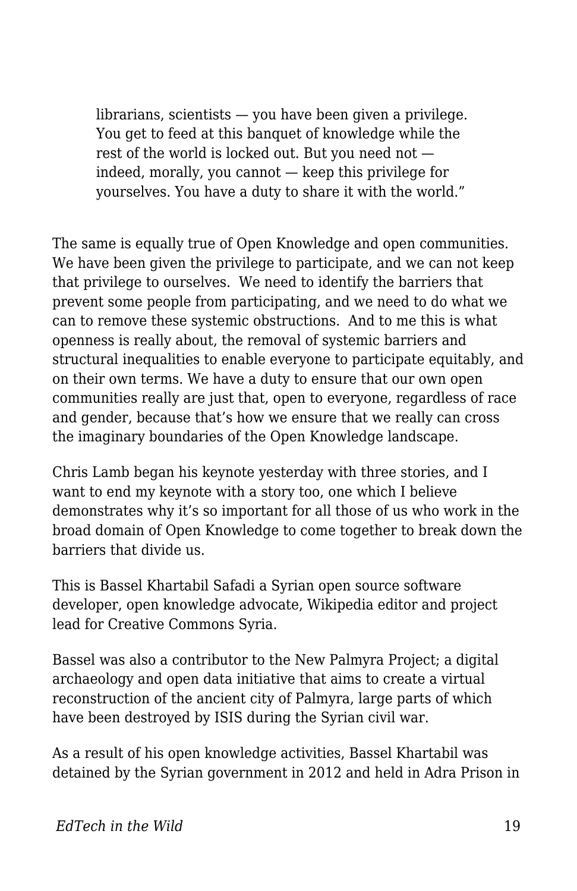> librarians, scientists — you have been given a privilege. You get to feed at this banquet of knowledge while the rest of the world is locked out. But you need not — indeed, morally, you cannot — keep this privilege for yourselves. You have a duty to share it with the world."

The same is equally true of Open Knowledge and open communities. We have been given the privilege to participate, and we can not keep that privilege to ourselves. We need to identify the barriers that prevent some people from participating, and we need to do what we can to remove these systemic obstructions. And to me this is what openness is really about, the removal of systemic barriers and structural inequalities to enable everyone to participate equitably, and on their own terms. We have a duty to ensure that our own open communities really are just that, open to everyone, regardless of race and gender, because that's how we ensure that we really can cross the imaginary boundaries of the Open Knowledge landscape.

Chris Lamb began his keynote yesterday with three stories, and I want to end my keynote with a story too, one which I believe demonstrates why it's so important for all those of us who work in the broad domain of Open Knowledge to come together to break down the barriers that divide us.

This is Bassel Khartabil Safadi a Syrian open source software developer, open knowledge advocate, Wikipedia editor and project lead for Creative Commons Syria.

Bassel was also a contributor to the New Palmyra Project; a digital archaeology and open data initiative that aims to create a virtual reconstruction of the ancient city of Palmyra, large parts of which have been destroyed by ISIS during the Syrian civil war.

As a result of his open knowledge activities, Bassel Khartabil was detained by the Syrian government in 2012 and held in Adra Prison in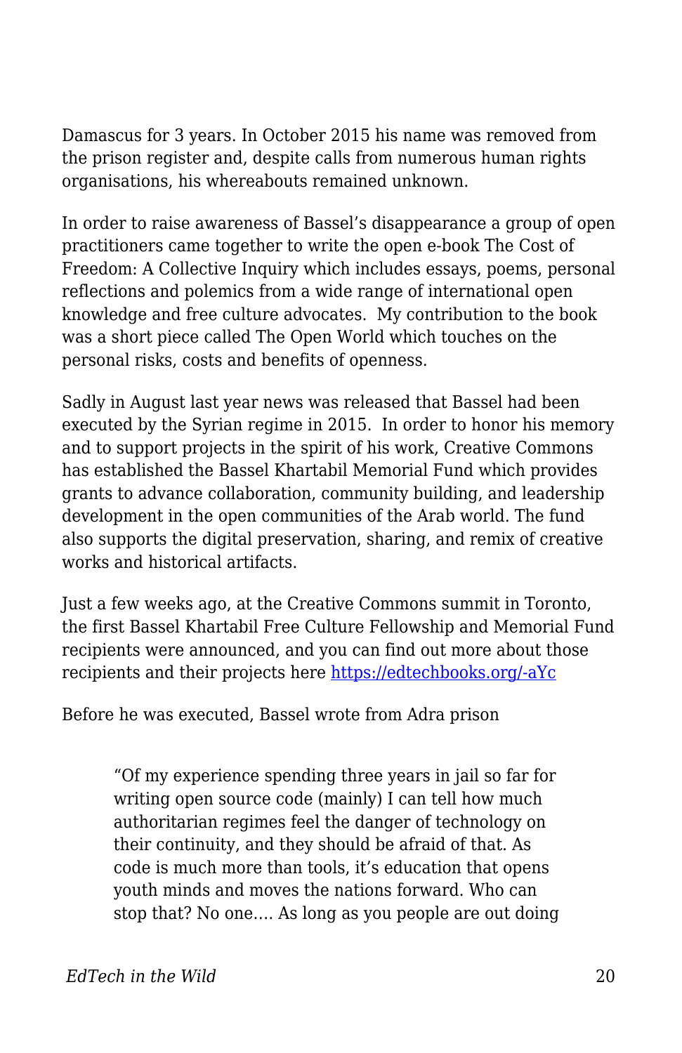Damascus for 3 years. In October 2015 his name was removed from the prison register and, despite calls from numerous human rights organisations, his whereabouts remained unknown.

In order to raise awareness of Bassel's disappearance a group of open practitioners came together to write the open e-book The Cost of Freedom: A Collective Inquiry which includes essays, poems, personal reflections and polemics from a wide range of international open knowledge and free culture advocates. My contribution to the book was a short piece called The Open World which touches on the personal risks, costs and benefits of openness.

Sadly in August last year news was released that Bassel had been executed by the Syrian regime in 2015. In order to honor his memory and to support projects in the spirit of his work, Creative Commons has established the Bassel Khartabil Memorial Fund which provides grants to advance collaboration, community building, and leadership development in the open communities of the Arab world. The fund also supports the digital preservation, sharing, and remix of creative works and historical artifacts.

Just a few weeks ago, at the Creative Commons summit in Toronto, the first Bassel Khartabil Free Culture Fellowship and Memorial Fund recipients were announced, and you can find out more about those recipients and their projects here [https://edtechbooks.org/-aYc](https://edtechbooks.org/-aYc)

Before he was executed, Bassel wrote from Adra prison

> "Of my experience spending three years in jail so far for writing open source code (mainly) I can tell how much authoritarian regimes feel the danger of technology on their continuity, and they should be afraid of that. As code is much more than tools, it's education that opens youth minds and moves the nations forward. Who can stop that? No one…. As long as you people are out doing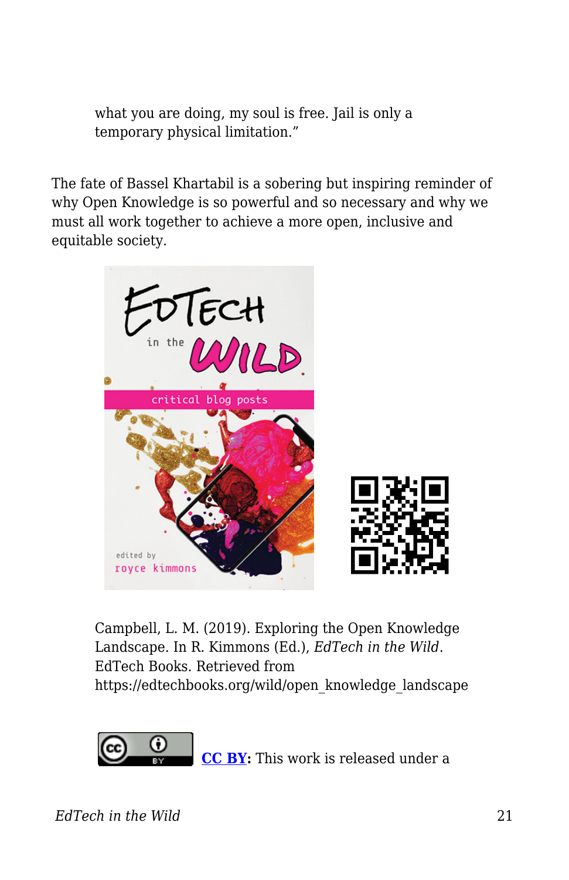what you are doing, my soul is free. Jail is only a temporary physical limitation."

The fate of Bassel Khartabil is a sobering but inspiring reminder of why Open Knowledge is so powerful and so necessary and why we must all work together to achieve a more open, inclusive and equitable society.

Campbell, L. M. (2019). Exploring the Open Knowledge Landscape. In R. Kimmons (Ed.), *EdTech in the Wild*. EdTech Books. Retrieved from https://edtechbooks.org/wild/open_knowledge_landscape

**CC BY:** This work is released under a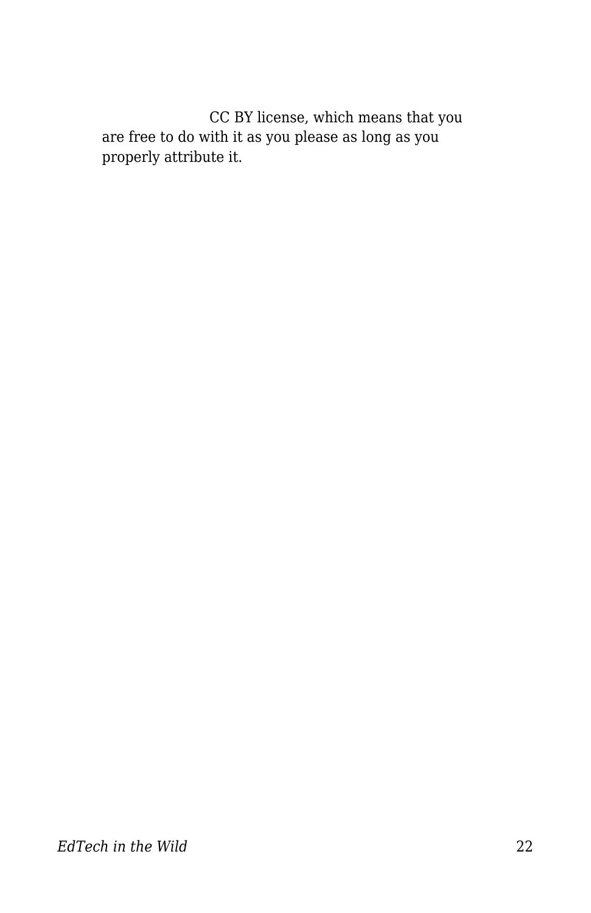CC BY license, which means that you are free to do with it as you please as long as you properly attribute it.